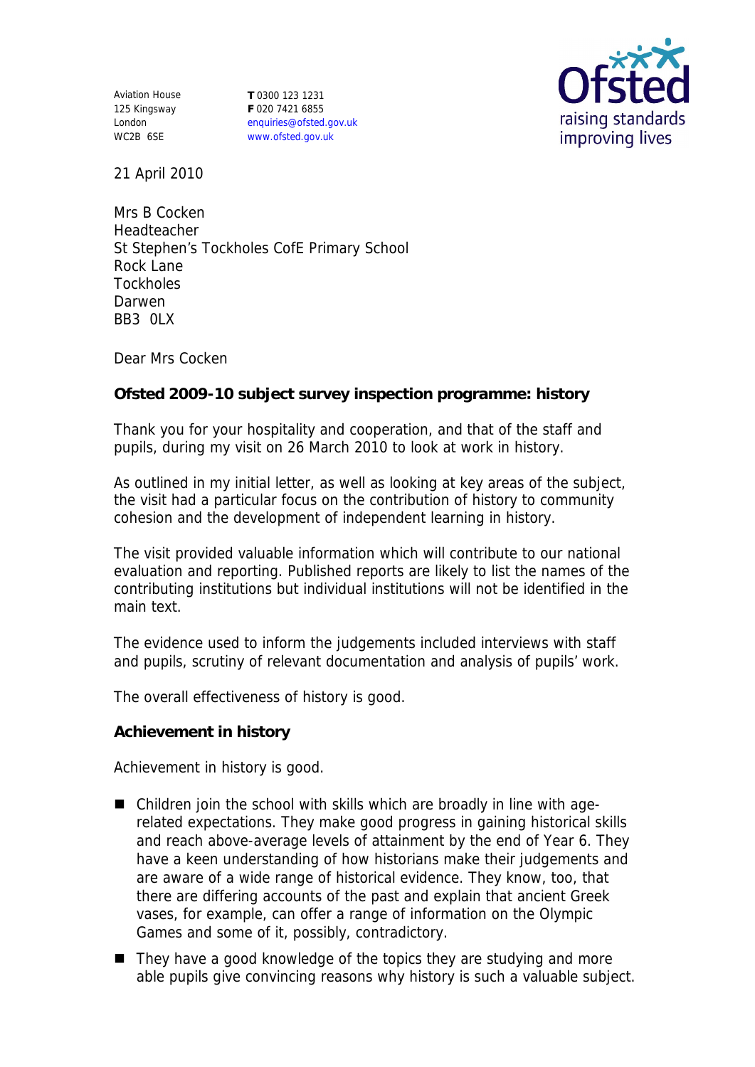Aviation House
125 Kingsway
London
WC2B 6SE

**T** 0300 123 1231
**F** 020 7421 6855
enquiries@ofsted.gov.uk
www.ofsted.gov.uk

21 April 2010

Mrs B Cocken
Headteacher
St Stephen's Tockholes CofE Primary School
Rock Lane
Tockholes
Darwen
BB3 0LX

Dear Mrs Cocken

**Ofsted 2009-10 subject survey inspection programme: history**

Thank you for your hospitality and cooperation, and that of the staff and pupils, during my visit on 26 March 2010 to look at work in history.

As outlined in my initial letter, as well as looking at key areas of the subject, the visit had a particular focus on the contribution of history to community cohesion and the development of independent learning in history.

The visit provided valuable information which will contribute to our national evaluation and reporting. Published reports are likely to list the names of the contributing institutions but individual institutions will not be identified in the main text.

The evidence used to inform the judgements included interviews with staff and pupils, scrutiny of relevant documentation and analysis of pupils' work.

The overall effectiveness of history is good.

**Achievement in history**

Achievement in history is good.

- Children join the school with skills which are broadly in line with age-related expectations. They make good progress in gaining historical skills and reach above-average levels of attainment by the end of Year 6. They have a keen understanding of how historians make their judgements and are aware of a wide range of historical evidence. They know, too, that there are differing accounts of the past and explain that ancient Greek vases, for example, can offer a range of information on the Olympic Games and some of it, possibly, contradictory.
- They have a good knowledge of the topics they are studying and more able pupils give convincing reasons why history is such a valuable subject.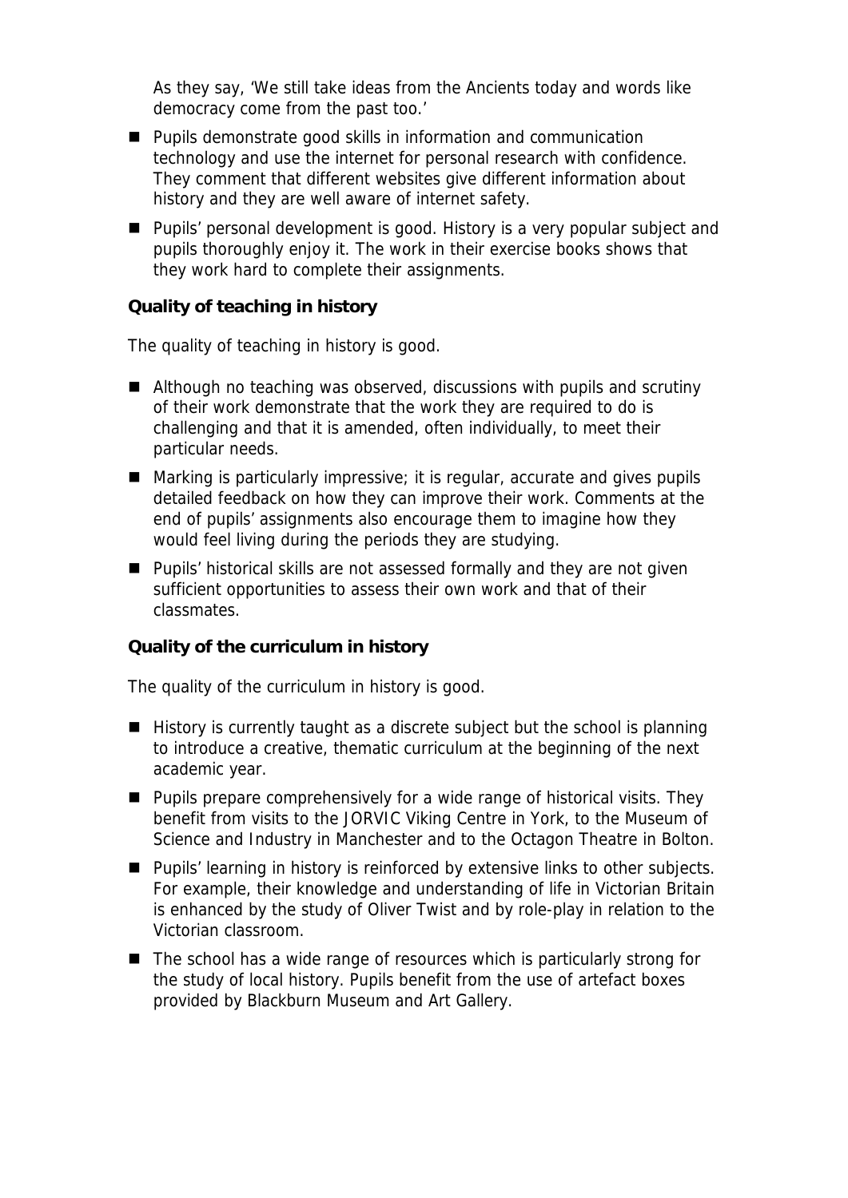As they say, 'We still take ideas from the Ancients today and words like democracy come from the past too.'

- Pupils demonstrate good skills in information and communication technology and use the internet for personal research with confidence. They comment that different websites give different information about history and they are well aware of internet safety.
- Pupils' personal development is good. History is a very popular subject and pupils thoroughly enjoy it. The work in their exercise books shows that they work hard to complete their assignments.

**Quality of teaching in history**

The quality of teaching in history is good.

- Although no teaching was observed, discussions with pupils and scrutiny of their work demonstrate that the work they are required to do is challenging and that it is amended, often individually, to meet their particular needs.
- Marking is particularly impressive; it is regular, accurate and gives pupils detailed feedback on how they can improve their work. Comments at the end of pupils' assignments also encourage them to imagine how they would feel living during the periods they are studying.
- Pupils' historical skills are not assessed formally and they are not given sufficient opportunities to assess their own work and that of their classmates.

**Quality of the curriculum in history**

The quality of the curriculum in history is good.

- History is currently taught as a discrete subject but the school is planning to introduce a creative, thematic curriculum at the beginning of the next academic year.
- Pupils prepare comprehensively for a wide range of historical visits. They benefit from visits to the JORVIC Viking Centre in York, to the Museum of Science and Industry in Manchester and to the Octagon Theatre in Bolton.
- Pupils' learning in history is reinforced by extensive links to other subjects. For example, their knowledge and understanding of life in Victorian Britain is enhanced by the study of Oliver Twist and by role-play in relation to the Victorian classroom.
- The school has a wide range of resources which is particularly strong for the study of local history. Pupils benefit from the use of artefact boxes provided by Blackburn Museum and Art Gallery.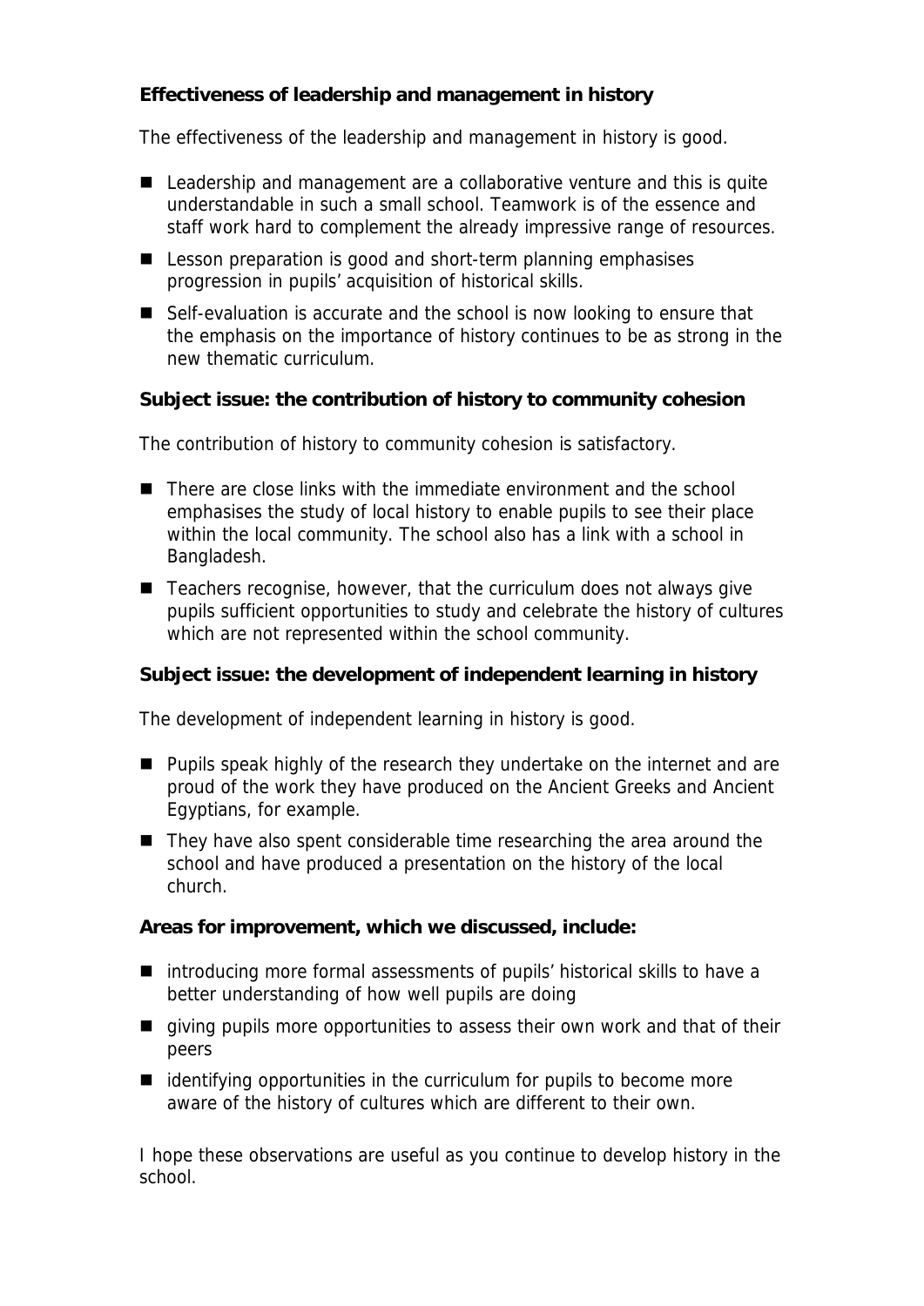**Effectiveness of leadership and management in history**

The effectiveness of the leadership and management in history is good.

- Leadership and management are a collaborative venture and this is quite understandable in such a small school. Teamwork is of the essence and staff work hard to complement the already impressive range of resources.
- Lesson preparation is good and short-term planning emphasises progression in pupils' acquisition of historical skills.
- Self-evaluation is accurate and the school is now looking to ensure that the emphasis on the importance of history continues to be as strong in the new thematic curriculum.

**Subject issue: the contribution of history to community cohesion**

The contribution of history to community cohesion is satisfactory.

- There are close links with the immediate environment and the school emphasises the study of local history to enable pupils to see their place within the local community. The school also has a link with a school in Bangladesh.
- Teachers recognise, however, that the curriculum does not always give pupils sufficient opportunities to study and celebrate the history of cultures which are not represented within the school community.

**Subject issue: the development of independent learning in history**

The development of independent learning in history is good.

- Pupils speak highly of the research they undertake on the internet and are proud of the work they have produced on the Ancient Greeks and Ancient Egyptians, for example.
- They have also spent considerable time researching the area around the school and have produced a presentation on the history of the local church.

**Areas for improvement, which we discussed, include:**

- introducing more formal assessments of pupils' historical skills to have a better understanding of how well pupils are doing
- giving pupils more opportunities to assess their own work and that of their peers
- identifying opportunities in the curriculum for pupils to become more aware of the history of cultures which are different to their own.

I hope these observations are useful as you continue to develop history in the school.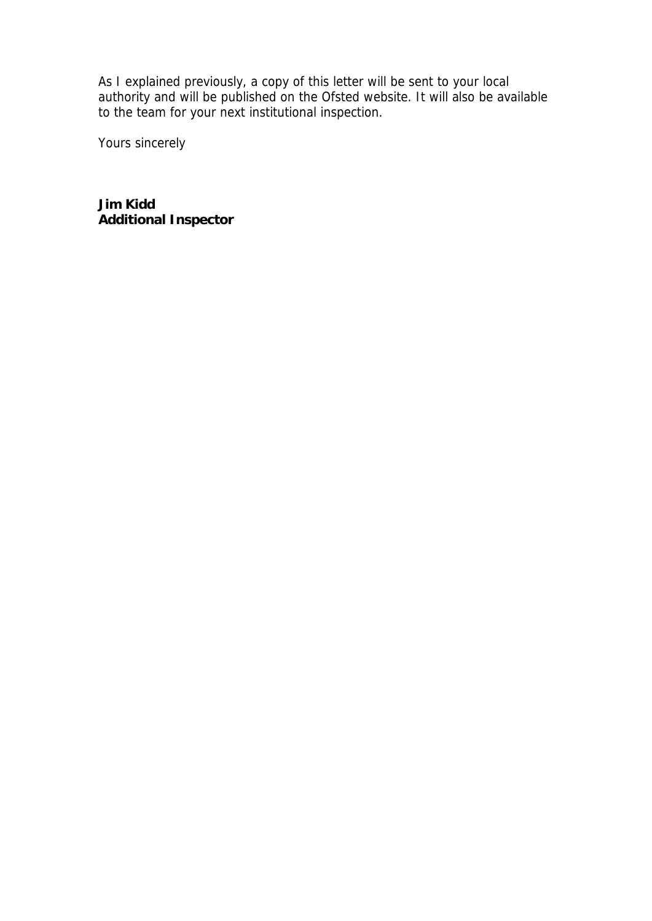As I explained previously, a copy of this letter will be sent to your local authority and will be published on the Ofsted website. It will also be available to the team for your next institutional inspection.

Yours sincerely

**Jim Kidd**
**Additional Inspector**